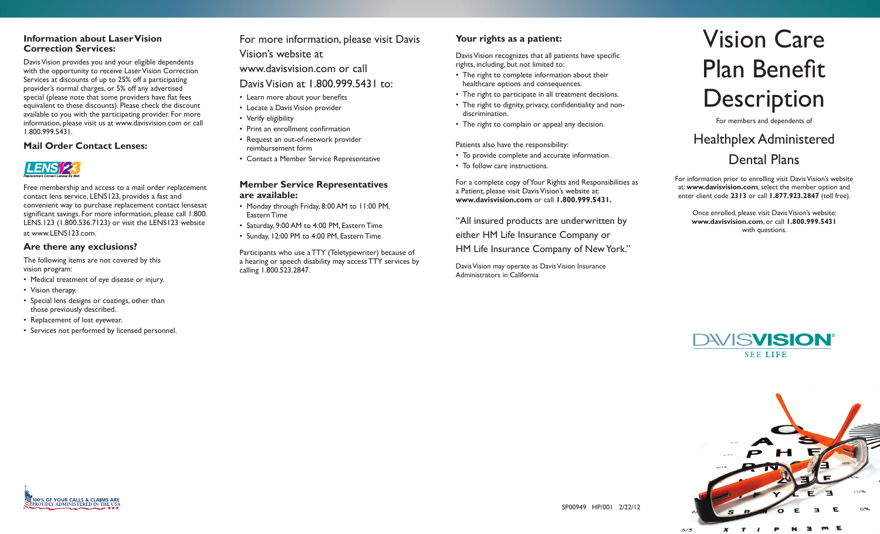### Information about Laser Vision Correction Services:

Davis Vision provides you and your eligible dependents with the opportunity to receive Laser Vision Correction Services at discounts of up to 25% off a participating provider's normal charges, or 5% off any advertised special (please note that some providers have flat fees equivalent to these discounts). Please check the discount available to you with the participating provider. For more information, please visit us at www.davisvision.com or call 1.800.999.5431.

### Mail Order Contact Lenses:

LENS123 Replacement Contact Lenses By Mail

Free membership and access to a mail order replacement contact lens service, LENS123, provides a fast and convenient way to purchase replacement contact lensesat significant savings. For more information, please call 1.800. LENS.123 (1.800.536.7123) or visit the LENS123 website at www.LENS123.com.

### Are there any exclusions?

The following items are not covered by this vision program:

- Medical treatment of eye disease or injury.
- Vision therapy.
- Special lens designs or coatings, other than those previously described.
- Replacement of lost eyewear.
- Services not performed by licensed personnel.

100% OF YOUR CALLS & CLAIMS ARE PROUDLY ADMINISTERED IN THE USA

For more information, please visit Davis Vision's website at www.davisvision.com or call Davis Vision at 1.800.999.5431 to:

- Learn more about your benefits
- Locate a Davis Vision provider
- Verify eligibility
- Print an enrollment confirmation
- Request an out-of-network provider reimbursement form
- Contact a Member Service Representative

### Member Service Representatives are available:

- Monday through Friday, 8:00 AM to 11:00 PM, Eastern Time
- Saturday, 9:00 AM to 4:00 PM, Eastern Time
- Sunday, 12:00 PM to 4:00 PM, Eastern Time

Participants who use a TTY (Teletypewriter) because of a hearing or speech disability may access TTY services by calling 1.800.523.2847.

### Your rights as a patient:

Davis Vision recognizes that all patients have specific rights, including, but not limited to:

- The right to complete information about their healthcare options and consequences.
- The right to participate in all treatment decisions.
- The right to dignity, privacy, confidentiality and non-discrimination.
- The right to complain or appeal any decision.

Patients also have the responsibility:

- To provide complete and accurate information.
- To follow care instructions.

For a complete copy of Your Rights and Responsibilities as a Patient, please visit Davis Vision's website at: **www.davisvision.com** or call **1.800.999.5431.**

"All insured products are underwritten by either HM Life Insurance Company or HM Life Insurance Company of New York."

Davis Vision may operate as Davis Vision Insurance Administrators in California

SP00949 HP/001 2/22/12

# Vision Care Plan Benefit Description

For members and dependents of

## Healthplex Administered Dental Plans

For information prior to enrolling visit Davis Vision's website at: **www.davisvision.com**, select the member option and enter client code **2313** or call **1.877.923.2847** (toll free).

Once enrolled, please visit Davis Vision's website: **www.davisvision.com**, or call **1.800.999.5431** with questions.

DAVISVISION® SEE LIFE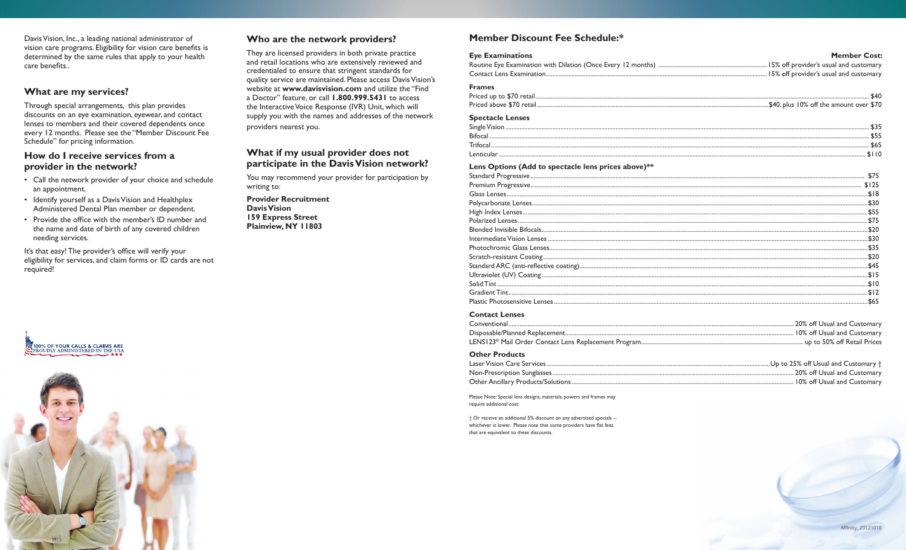Davis Vision, Inc., a leading national administrator of vision care programs. Eligibility for vision care benefits is determined by the same rules that apply to your health care benefits..

## What are my services?

Through special arrangements, this plan provides discounts on an eye examination, eyewear, and contact lenses to members and their covered dependents once every 12 months. Please see the "Member Discount Fee Schedule" for pricing information.

## How do I receive services from a provider in the network?

- Call the network provider of your choice and schedule an appointment.
- Identify yourself as a Davis Vision and Healthplex Administered Dental Plan member or dependent.
- Provide the office with the member's ID number and the name and date of birth of any covered children needing services.

It's that easy! The provider's office will verify your eligibility for services, and claim forms or ID cards are not required!

100% OF YOUR CALLS & CLAIMS ARE PROUDLY ADMINISTERED IN THE USA

## Who are the network providers?

They are licensed providers in both private practice and retail locations who are extensively reviewed and credentialed to ensure that stringent standards for quality service are maintained. Please access Davis Vision's website at **www.davisvision.com** and utilize the "Find a Doctor" feature, or call **1.800.999.5431** to access the Interactive Voice Response (IVR) Unit, which will supply you with the names and addresses of the network providers nearest you.

## What if my usual provider does not participate in the Davis Vision network?

You may recommend your provider for participation by writing to:

**Provider Recruitment**
**Davis Vision**
**159 Express Street**
**Plainview, NY 11803**

## Member Discount Fee Schedule:*

| **Eye Examinations** | **Member Cost:** |
|---|---|
| Routine Eye Examination with Dilation (Once Every 12 months) | 15% off provider's usual and customary |
| Contact Lens Examination | 15% off provider's usual and customary |
| **Frames** | |
| Priced up to $70 retail | $40 |
| Priced above $70 retail | $40, plus 10% off the amount over $70 |
| **Spectacle Lenses** | |
| Single Vision | $35 |
| Bifocal | $55 |
| Trifocal | $65 |
| Lenticular | $110 |
| **Lens Options (Add to spectacle lens prices above)**** | |
| Standard Progressive | $75 |
| Premium Progressive | $125 |
| Glass Lenses | $18 |
| Polycarbonate Lenses | $30 |
| High Index Lenses | $55 |
| Polarized Lenses | $75 |
| Blended Invisible Bifocals | $20 |
| Intermediate Vision Lenses | $30 |
| Photochromic Glass Lenses | $35 |
| Scratch-resistant Coating | $20 |
| Standard ARC (anti-reflective coating) | $45 |
| Ultraviolet (UV) Coating | $15 |
| Solid Tint | $10 |
| Gradient Tint | $12 |
| Plastic Photosensitive Lenses | $65 |
| **Contact Lenses** | |
| Conventional | 20% off Usual and Customary |
| Disposable/Planned Replacement | 10% off Usual and Customary |
| LENS123® Mail Order Contact Lens Replacement Program | up to 50% off Retail Prices |
| **Other Products** | |
| Laser Vision Care Services | Up to 25% off Usual and Customary † |
| Non-Prescription Sunglasses | 20% off Usual and Customary |
| Other Ancillary Products/Solutions | 10% off Usual and Customary |

Please Note: Special lens designs, materials, powers and frames may require additional cost.

† Or receive an additional 5% discount on any advertised specials -- whichever is lower. Please note that some providers have flat fees that are equivalent to these discounts.

Affinity_20121010